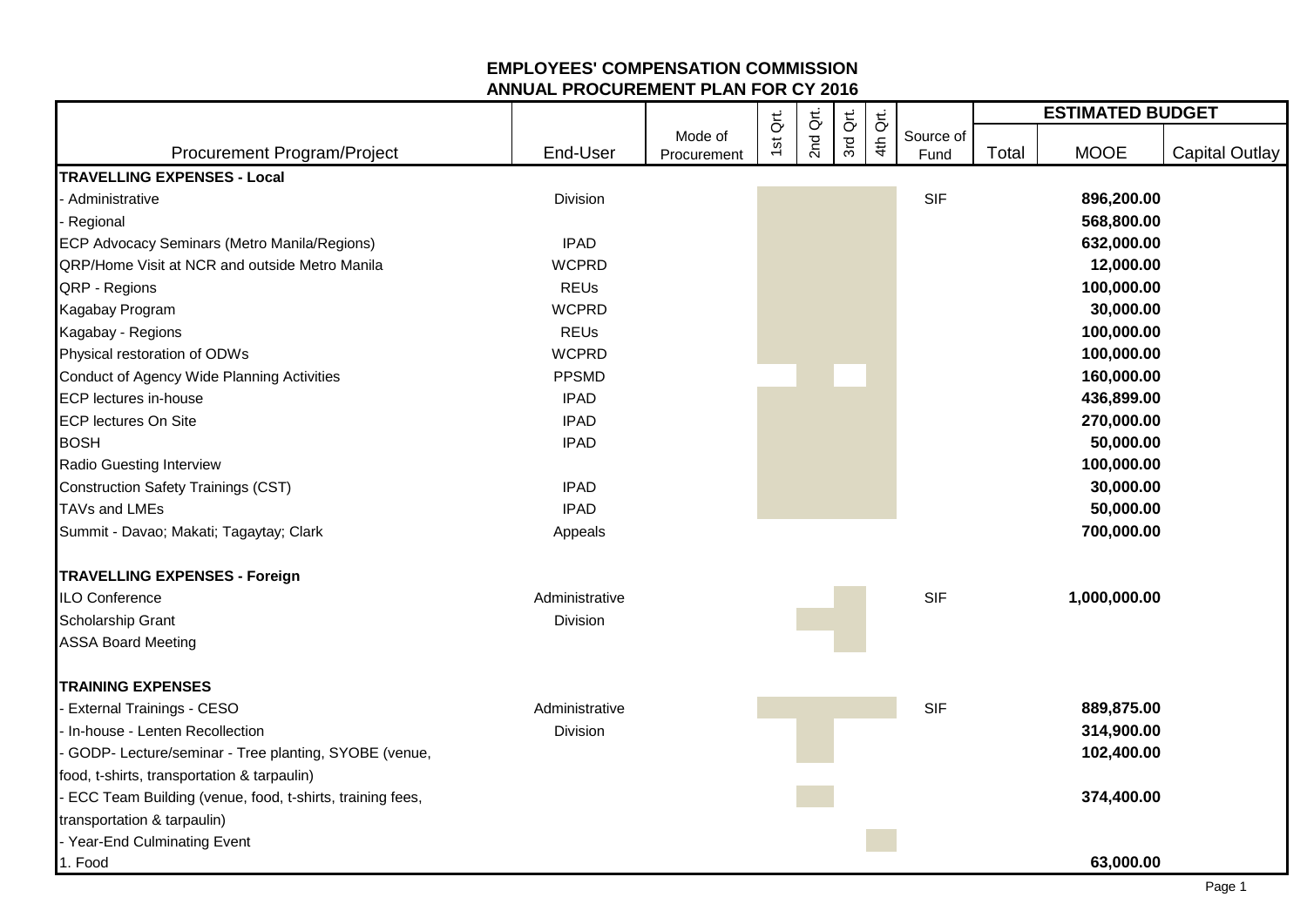**EMPLOYEES' COMPENSATION COMMISSION**
**ANNUAL PROCUREMENT PLAN FOR CY 2016**

| Procurement Program/Project | End-User | Mode of Procurement | 1st Qrt. | 2nd Qrt. | 3rd Qrt. | 4th Qrt. | Source of Fund | ESTIMATED BUDGET | | |
|---|---|---|---|---|---|---|---|---|---|---|
| | | | | | | | | Total | MOOE | Capital Outlay |
| **TRAVELLING EXPENSES - Local** | | | | | | | | | | |
| - Administrative | Division | | | | | | SIF | | **896,200.00** | |
| - Regional | | | | | | | | | **568,800.00** | |
| ECP Advocacy Seminars (Metro Manila/Regions) | IPAD | | | | | | | | **632,000.00** | |
| QRP/Home Visit at NCR and outside Metro Manila | WCPRD | | | | | | | | **12,000.00** | |
| QRP - Regions | REUs | | | | | | | | **100,000.00** | |
| Kagabay Program | WCPRD | | | | | | | | **30,000.00** | |
| Kagabay - Regions | REUs | | | | | | | | **100,000.00** | |
| Physical restoration of ODWs | WCPRD | | | | | | | | **100,000.00** | |
| Conduct of Agency Wide Planning Activities | PPSMD | | | | | | | | **160,000.00** | |
| ECP lectures in-house | IPAD | | | | | | | | **436,899.00** | |
| ECP lectures On Site | IPAD | | | | | | | | **270,000.00** | |
| BOSH | IPAD | | | | | | | | **50,000.00** | |
| Radio Guesting Interview | | | | | | | | | **100,000.00** | |
| Construction Safety Trainings (CST) | IPAD | | | | | | | | **30,000.00** | |
| TAVs and LMEs | IPAD | | | | | | | | **50,000.00** | |
| Summit - Davao; Makati; Tagaytay; Clark | Appeals | | | | | | | | **700,000.00** | |
| **TRAVELLING EXPENSES - Foreign** | | | | | | | | | | |
| ILO Conference | Administrative | | | | | | SIF | | **1,000,000.00** | |
| Scholarship Grant | Division | | | | | | | | | |
| ASSA Board Meeting | | | | | | | | | | |
| **TRAINING EXPENSES** | | | | | | | | | | |
| - External Trainings - CESO | Administrative | | | | | | SIF | | **889,875.00** | |
| - In-house - Lenten Recollection | Division | | | | | | | | **314,900.00** | |
| - GODP- Lecture/seminar - Tree planting, SYOBE (venue, food, t-shirts, transportation & tarpaulin) | | | | | | | | | **102,400.00** | |
| - ECC Team Building (venue, food, t-shirts, training fees, transportation & tarpaulin) | | | | | | | | | **374,400.00** | |
| - Year-End Culminating Event | | | | | | | | | | |
| 1. Food | | | | | | | | | **63,000.00** | |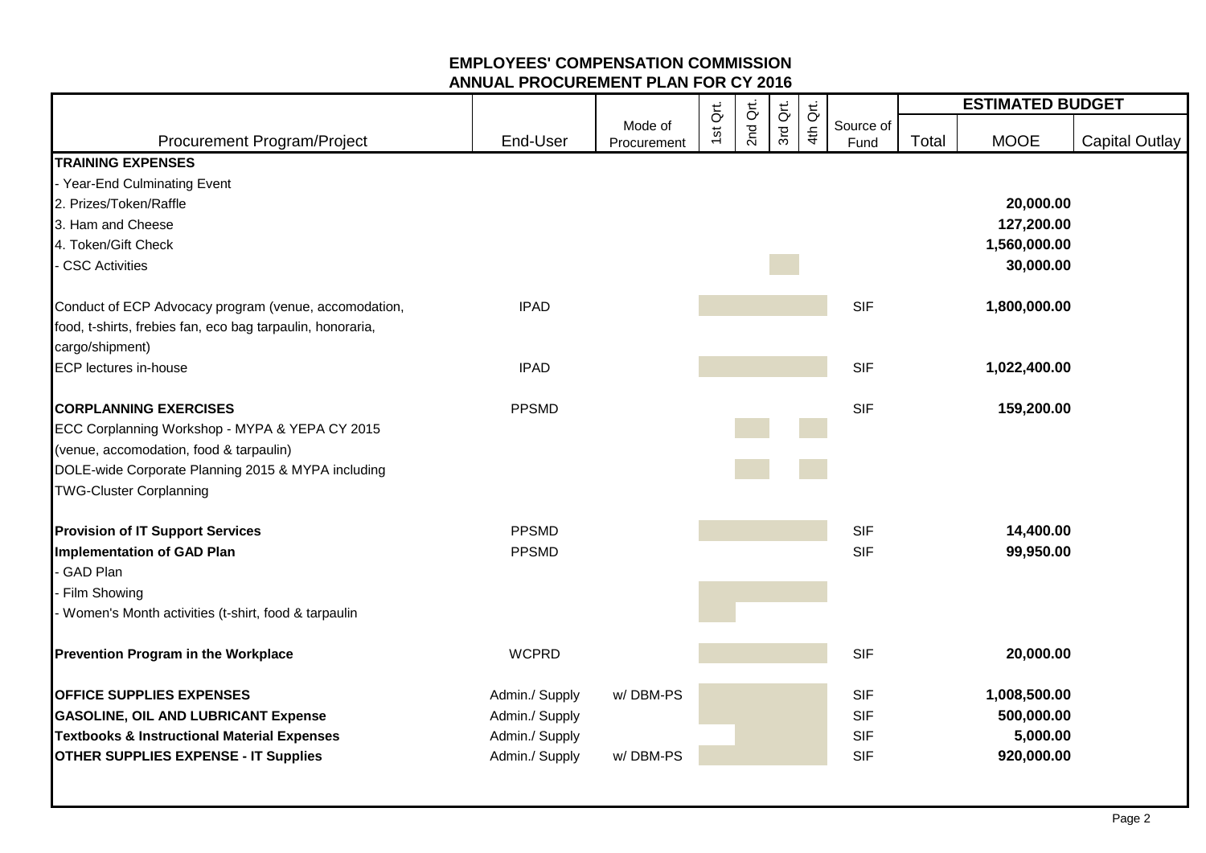# EMPLOYEES' COMPENSATION COMMISSION
## ANNUAL PROCUREMENT PLAN FOR CY 2016

| Procurement Program/Project | End-User | Mode of Procurement | 1st Qrt. | 2nd Qrt. | 3rd Qrt. | 4th Qrt. | Source of Fund | ESTIMATED BUDGET | | |
|---|---|---|---|---|---|---|---|---|---|---|
| | | | | | | | | Total | MOOE | Capital Outlay |
| **TRAINING EXPENSES** | | | | | | | | | | |
| - Year-End Culminating Event | | | | | | | | | | |
| 2. Prizes/Token/Raffle | | | | | | | | | 20,000.00 | |
| 3. Ham and Cheese | | | | | | | | | 127,200.00 | |
| 4. Token/Gift Check | | | | | | | | | 1,560,000.00 | |
| - CSC Activities | | | | | | | | | 30,000.00 | |
| Conduct of ECP Advocacy program (venue, accomodation, food, t-shirts, frebies fan, eco bag tarpaulin, honoraria, cargo/shipment) | IPAD | | | | | | SIF | | 1,800,000.00 | |
| ECP lectures in-house | IPAD | | | | | | SIF | | 1,022,400.00 | |
| **CORPLANNING EXERCISES** | PPSMD | | | | | | SIF | | 159,200.00 | |
| ECC Corplanning Workshop - MYPA & YEPA CY 2015 (venue, accomodation, food & tarpaulin) | | | | | | | | | | |
| DOLE-wide Corporate Planning 2015 & MYPA including TWG-Cluster Corplanning | | | | | | | | | | |
| **Provision of IT Support Services** | PPSMD | | | | | | SIF | | 14,400.00 | |
| **Implementation of GAD Plan** | PPSMD | | | | | | SIF | | 99,950.00 | |
| - GAD Plan | | | | | | | | | | |
| - Film Showing | | | | | | | | | | |
| - Women's Month activities (t-shirt, food & tarpaulin | | | | | | | | | | |
| **Prevention Program in the Workplace** | WCPRD | | | | | | SIF | | 20,000.00 | |
| **OFFICE SUPPLIES EXPENSES** | Admin./ Supply | w/ DBM-PS | | | | | SIF | | 1,008,500.00 | |
| **GASOLINE, OIL AND LUBRICANT Expense** | Admin./ Supply | | | | | | SIF | | 500,000.00 | |
| **Textbooks & Instructional Material Expenses** | Admin./ Supply | | | | | | SIF | | 5,000.00 | |
| **OTHER SUPPLIES EXPENSE - IT Supplies** | Admin./ Supply | w/ DBM-PS | | | | | SIF | | 920,000.00 | |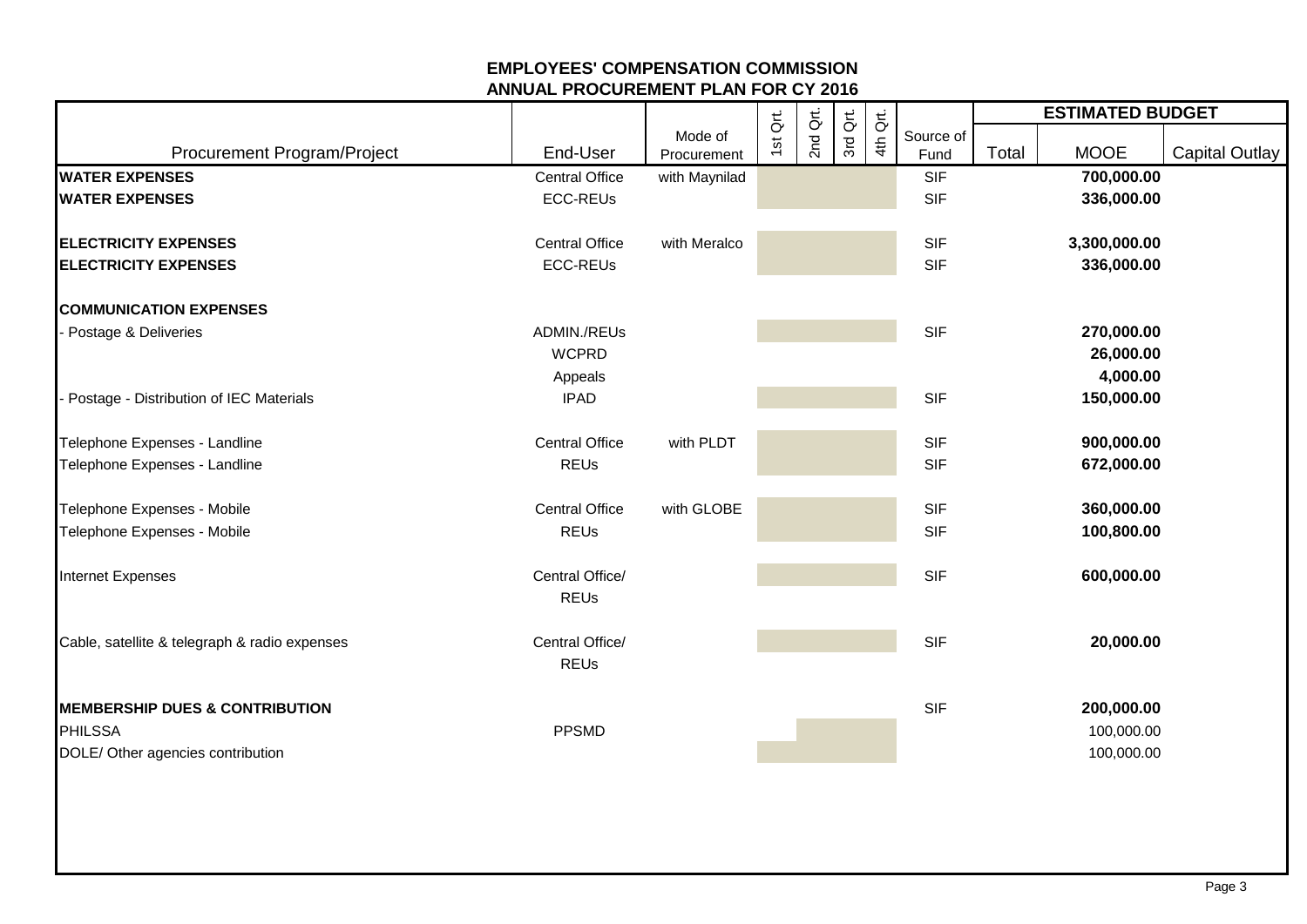**EMPLOYEES' COMPENSATION COMMISSION**
**ANNUAL PROCUREMENT PLAN FOR CY 2016**

| Procurement Program/Project | End-User | Mode of Procurement | 1st Qrt. | 2nd Qrt. | 3rd Qrt. | 4th Qrt. | Source of Fund | ESTIMATED BUDGET | | |
|---|---|---|---|---|---|---|---|---|---|---|
| | | | | | | | | Total | MOOE | Capital Outlay |
| **WATER EXPENSES** | Central Office | with Maynilad | | | | | SIF | | **700,000.00** | |
| **WATER EXPENSES** | ECC-REUs | | | | | | SIF | | **336,000.00** | |
| **ELECTRICITY EXPENSES** | Central Office | with Meralco | | | | | SIF | | **3,300,000.00** | |
| **ELECTRICITY EXPENSES** | ECC-REUs | | | | | | SIF | | **336,000.00** | |
| **COMMUNICATION EXPENSES** | | | | | | | | | | |
| - Postage & Deliveries | ADMIN./REUs | | | | | | SIF | | **270,000.00** | |
| | WCPRD | | | | | | | | **26,000.00** | |
| | Appeals | | | | | | | | **4,000.00** | |
| - Postage - Distribution of IEC Materials | IPAD | | | | | | SIF | | **150,000.00** | |
| Telephone Expenses - Landline | Central Office | with PLDT | | | | | SIF | | **900,000.00** | |
| Telephone Expenses - Landline | REUs | | | | | | SIF | | **672,000.00** | |
| Telephone Expenses - Mobile | Central Office | with GLOBE | | | | | SIF | | **360,000.00** | |
| Telephone Expenses - Mobile | REUs | | | | | | SIF | | **100,800.00** | |
| Internet Expenses | Central Office/ REUs | | | | | | SIF | | **600,000.00** | |
| Cable, satellite & telegraph & radio expenses | Central Office/ REUs | | | | | | SIF | | **20,000.00** | |
| **MEMBERSHIP DUES & CONTRIBUTION** | | | | | | | SIF | | **200,000.00** | |
| PHILSSA | PPSMD | | | | | | | | 100,000.00 | |
| DOLE/ Other agencies contribution | | | | | | | | | 100,000.00 | |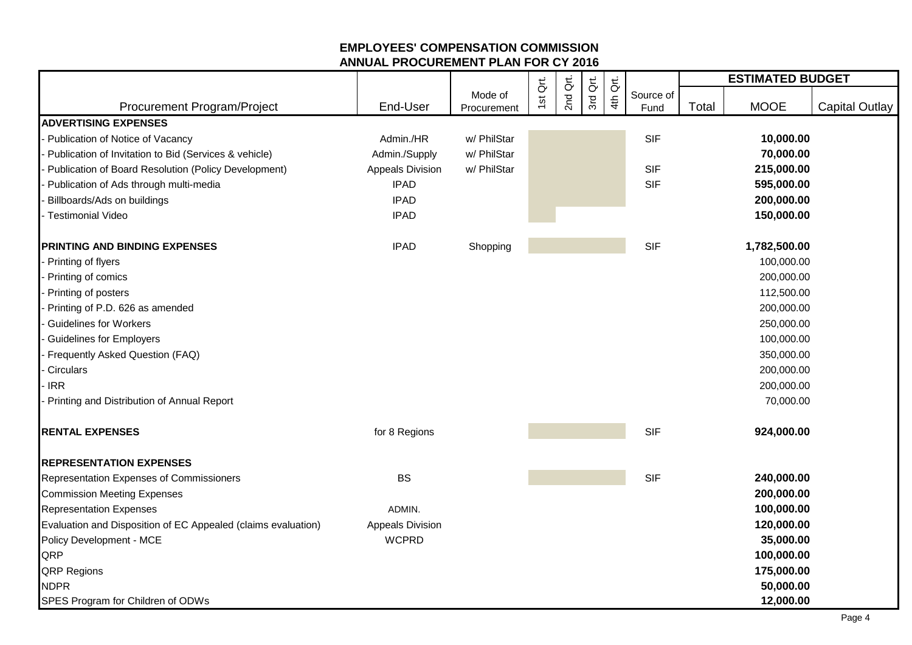# EMPLOYEES' COMPENSATION COMMISSION
## ANNUAL PROCUREMENT PLAN FOR CY 2016

| Procurement Program/Project | End-User | Mode of Procurement | 1st Qrt. | 2nd Qrt. | 3rd Qrt. | 4th Qrt. | Source of Fund | ESTIMATED BUDGET | | |
|---|---|---|---|---|---|---|---|---|---|---|
| | | | | | | | | Total | MOOE | Capital Outlay |
| **ADVERTISING EXPENSES** | | | | | | | | | | |
| - Publication of Notice of Vacancy | Admin./HR | w/ PhilStar | | | | | SIF | | **10,000.00** | |
| - Publication of Invitation to Bid (Services & vehicle) | Admin./Supply | w/ PhilStar | | | | | | | **70,000.00** | |
| - Publication of Board Resolution (Policy Development) | Appeals Division | w/ PhilStar | | | | | SIF | | **215,000.00** | |
| - Publication of Ads through multi-media | IPAD | | | | | | SIF | | **595,000.00** | |
| - Billboards/Ads on buildings | IPAD | | | | | | | | **200,000.00** | |
| - Testimonial Video | IPAD | | | | | | | | **150,000.00** | |
| **PRINTING AND BINDING EXPENSES** | IPAD | Shopping | | | | | SIF | | **1,782,500.00** | |
| - Printing of flyers | | | | | | | | | 100,000.00 | |
| - Printing of comics | | | | | | | | | 200,000.00 | |
| - Printing of posters | | | | | | | | | 112,500.00 | |
| - Printing of P.D. 626 as amended | | | | | | | | | 200,000.00 | |
| - Guidelines for Workers | | | | | | | | | 250,000.00 | |
| - Guidelines for Employers | | | | | | | | | 100,000.00 | |
| - Frequently Asked Question (FAQ) | | | | | | | | | 350,000.00 | |
| - Circulars | | | | | | | | | 200,000.00 | |
| - IRR | | | | | | | | | 200,000.00 | |
| - Printing and Distribution of Annual Report | | | | | | | | | 70,000.00 | |
| **RENTAL EXPENSES** | for 8 Regions | | | | | | SIF | | **924,000.00** | |
| **REPRESENTATION EXPENSES** | | | | | | | | | | |
| Representation Expenses of Commissioners | BS | | | | | | SIF | | **240,000.00** | |
| Commission Meeting Expenses | | | | | | | | | **200,000.00** | |
| Representation Expenses | ADMIN. | | | | | | | | **100,000.00** | |
| Evaluation and Disposition of EC Appealed (claims evaluation) | Appeals Division | | | | | | | | **120,000.00** | |
| Policy Development - MCE | WCPRD | | | | | | | | **35,000.00** | |
| QRP | | | | | | | | | **100,000.00** | |
| QRP Regions | | | | | | | | | **175,000.00** | |
| NDPR | | | | | | | | | **50,000.00** | |
| SPES Program for Children of ODWs | | | | | | | | | **12,000.00** | |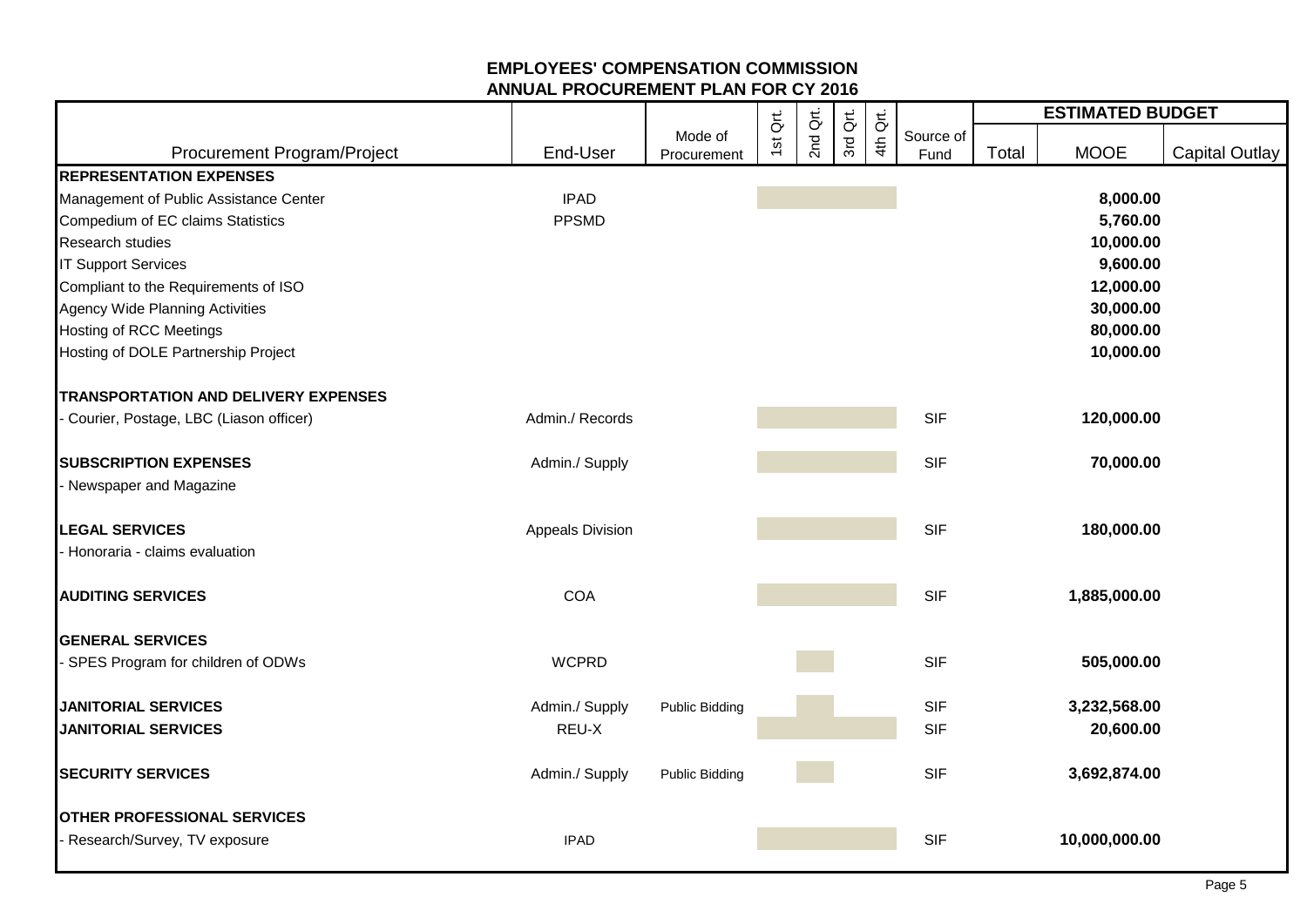**EMPLOYEES' COMPENSATION COMMISSION**
**ANNUAL PROCUREMENT PLAN FOR CY 2016**

| Procurement Program/Project | End-User | Mode of Procurement | 1st Qrt. | 2nd Qrt. | 3rd Qrt. | 4th Qrt. | Source of Fund | ESTIMATED BUDGET | | |
|---|---|---|---|---|---|---|---|---|---|---|
| | | | | | | | | Total | MOOE | Capital Outlay |
| **REPRESENTATION EXPENSES** | | | | | | | | | | |
| Management of Public Assistance Center | IPAD | | | | | | | | **8,000.00** | |
| Compedium of EC claims Statistics | PPSMD | | | | | | | | **5,760.00** | |
| Research studies | | | | | | | | | **10,000.00** | |
| IT Support Services | | | | | | | | | **9,600.00** | |
| Compliant to the Requirements of ISO | | | | | | | | | **12,000.00** | |
| Agency Wide Planning Activities | | | | | | | | | **30,000.00** | |
| Hosting of RCC Meetings | | | | | | | | | **80,000.00** | |
| Hosting of DOLE Partnership Project | | | | | | | | | **10,000.00** | |
| **TRANSPORTATION AND DELIVERY EXPENSES** | | | | | | | | | | |
| - Courier, Postage, LBC (Liason officer) | Admin./ Records | | | | | | SIF | | **120,000.00** | |
| **SUBSCRIPTION EXPENSES** | Admin./ Supply | | | | | | SIF | | **70,000.00** | |
| - Newspaper and Magazine | | | | | | | | | | |
| **LEGAL SERVICES** | Appeals Division | | | | | | SIF | | **180,000.00** | |
| - Honoraria - claims evaluation | | | | | | | | | | |
| **AUDITING SERVICES** | COA | | | | | | SIF | | **1,885,000.00** | |
| **GENERAL SERVICES** | | | | | | | | | | |
| - SPES Program for children of ODWs | WCPRD | | | | | | SIF | | **505,000.00** | |
| **JANITORIAL SERVICES** | Admin./ Supply | Public Bidding | | | | | SIF | | **3,232,568.00** | |
| **JANITORIAL SERVICES** | REU-X | | | | | | SIF | | **20,600.00** | |
| **SECURITY SERVICES** | Admin./ Supply | Public Bidding | | | | | SIF | | **3,692,874.00** | |
| **OTHER PROFESSIONAL SERVICES** | | | | | | | | | | |
| - Research/Survey, TV exposure | IPAD | | | | | | SIF | | **10,000,000.00** | |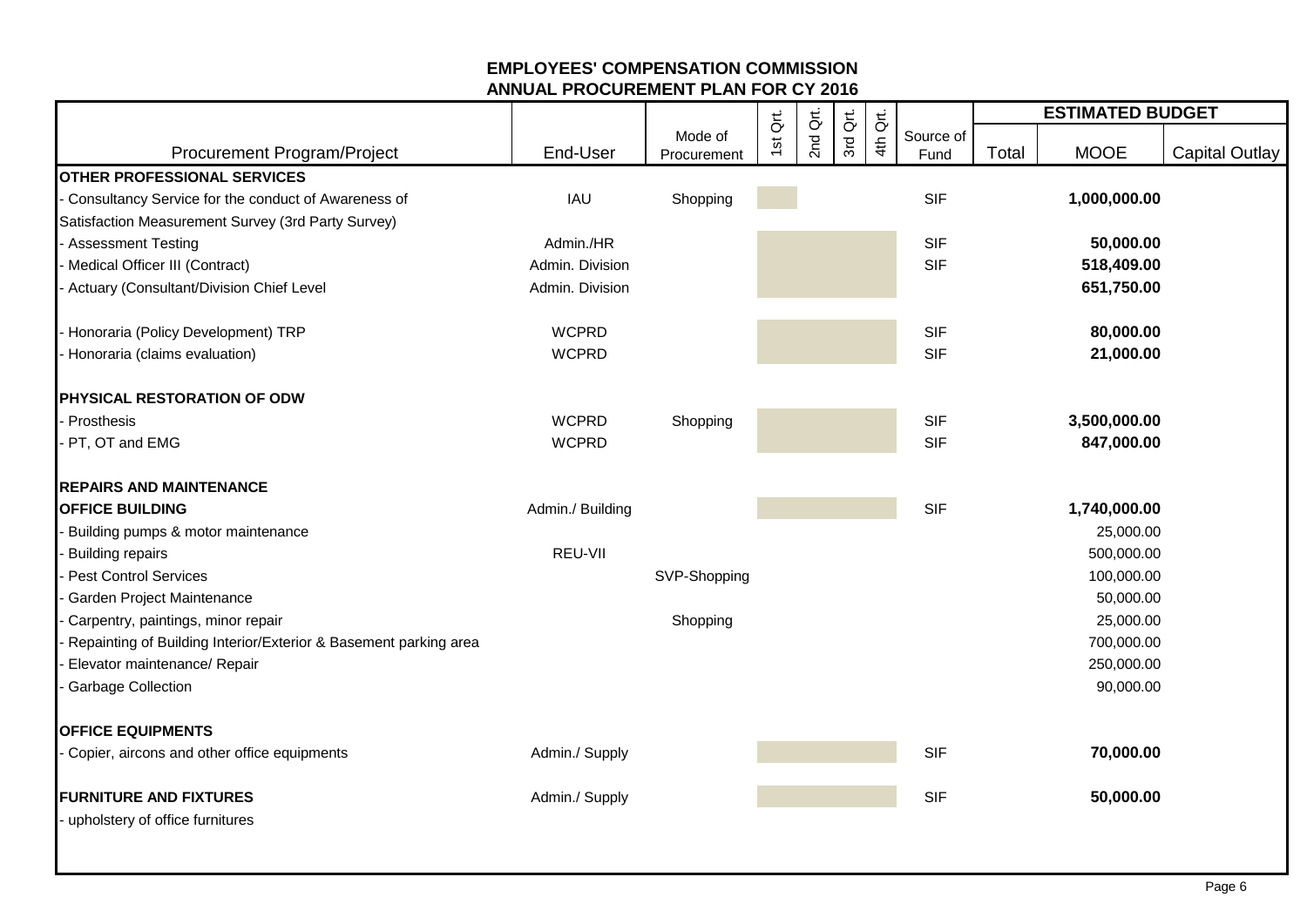# EMPLOYEES' COMPENSATION COMMISSION
## ANNUAL PROCUREMENT PLAN FOR CY 2016

| Procurement Program/Project | End-User | Mode of Procurement | 1st Qrt. | 2nd Qrt. | 3rd Qrt. | 4th Qrt. | Source of Fund | ESTIMATED BUDGET | | |
|---|---|---|---|---|---|---|---|---|---|---|
| | | | | | | | | Total | MOOE | Capital Outlay |
| **OTHER PROFESSIONAL SERVICES** | | | | | | | | | | |
| - Consultancy Service for the conduct of Awareness of Satisfaction Measurement Survey (3rd Party Survey) | IAU | Shopping | | | | | SIF | | **1,000,000.00** | |
| - Assessment Testing | Admin./HR | | | | | | SIF | | **50,000.00** | |
| - Medical Officer III (Contract) | Admin. Division | | | | | | SIF | | **518,409.00** | |
| - Actuary (Consultant/Division Chief Level | Admin. Division | | | | | | | | **651,750.00** | |
| - Honoraria (Policy Development) TRP | WCPRD | | | | | | SIF | | **80,000.00** | |
| - Honoraria (claims evaluation) | WCPRD | | | | | | SIF | | **21,000.00** | |
| **PHYSICAL RESTORATION OF ODW** | | | | | | | | | | |
| - Prosthesis | WCPRD | Shopping | | | | | SIF | | **3,500,000.00** | |
| - PT, OT and EMG | WCPRD | | | | | | SIF | | **847,000.00** | |
| **REPAIRS AND MAINTENANCE** | | | | | | | | | | |
| **OFFICE BUILDING** | Admin./ Building | | | | | | SIF | | **1,740,000.00** | |
| - Building pumps & motor maintenance | | | | | | | | | 25,000.00 | |
| - Building repairs | REU-VII | | | | | | | | 500,000.00 | |
| - Pest Control Services | | SVP-Shopping | | | | | | | 100,000.00 | |
| - Garden Project Maintenance | | | | | | | | | 50,000.00 | |
| - Carpentry, paintings, minor repair | | Shopping | | | | | | | 25,000.00 | |
| - Repainting of Building Interior/Exterior & Basement parking area | | | | | | | | | 700,000.00 | |
| - Elevator maintenance/ Repair | | | | | | | | | 250,000.00 | |
| - Garbage Collection | | | | | | | | | 90,000.00 | |
| **OFFICE EQUIPMENTS** | | | | | | | | | | |
| - Copier, aircons and other office equipments | Admin./ Supply | | | | | | SIF | | **70,000.00** | |
| **FURNITURE AND FIXTURES** | Admin./ Supply | | | | | | SIF | | **50,000.00** | |
| - upholstery of office furnitures | | | | | | | | | | |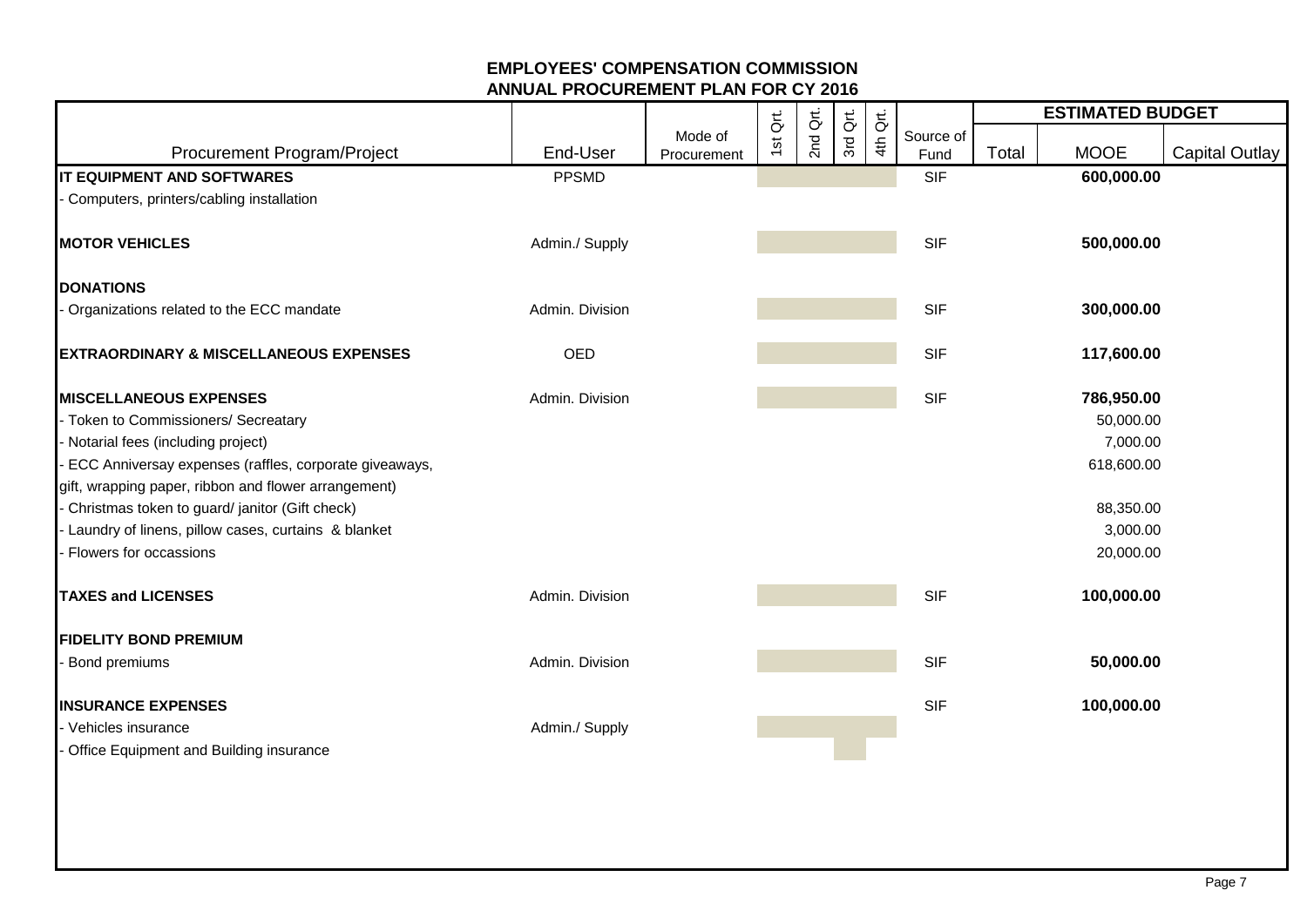**EMPLOYEES' COMPENSATION COMMISSION**
**ANNUAL PROCUREMENT PLAN FOR CY 2016**

| Procurement Program/Project | End-User | Mode of Procurement | 1st Qrt. | 2nd Qrt. | 3rd Qrt. | 4th Qrt. | Source of Fund | ESTIMATED BUDGET | | |
|---|---|---|---|---|---|---|---|---|---|---|
| | | | | | | | | Total | MOOE | Capital Outlay |
| **IT EQUIPMENT AND SOFTWARES** | PPSMD | | | | | | SIF | | **600,000.00** | |
| - Computers, printers/cabling installation | | | | | | | | | | |
| **MOTOR VEHICLES** | Admin./ Supply | | | | | | SIF | | **500,000.00** | |
| **DONATIONS** | | | | | | | | | | |
| - Organizations related to the ECC mandate | Admin. Division | | | | | | SIF | | **300,000.00** | |
| **EXTRAORDINARY & MISCELLANEOUS EXPENSES** | OED | | | | | | SIF | | **117,600.00** | |
| **MISCELLANEOUS EXPENSES** | Admin. Division | | | | | | SIF | | **786,950.00** | |
| - Token to Commissioners/ Secreatary | | | | | | | | | 50,000.00 | |
| - Notarial fees (including project) | | | | | | | | | 7,000.00 | |
| - ECC Anniversay expenses (raffles, corporate giveaways, gift, wrapping paper, ribbon and flower arrangement) | | | | | | | | | 618,600.00 | |
| - Christmas token to guard/ janitor (Gift check) | | | | | | | | | 88,350.00 | |
| - Laundry of linens, pillow cases, curtains & blanket | | | | | | | | | 3,000.00 | |
| - Flowers for occassions | | | | | | | | | 20,000.00 | |
| **TAXES and LICENSES** | Admin. Division | | | | | | SIF | | **100,000.00** | |
| **FIDELITY BOND PREMIUM** | | | | | | | | | | |
| - Bond premiums | Admin. Division | | | | | | SIF | | **50,000.00** | |
| **INSURANCE EXPENSES** | | | | | | | SIF | | **100,000.00** | |
| - Vehicles insurance | Admin./ Supply | | | | | | | | | |
| - Office Equipment and Building insurance | | | | | | | | | | |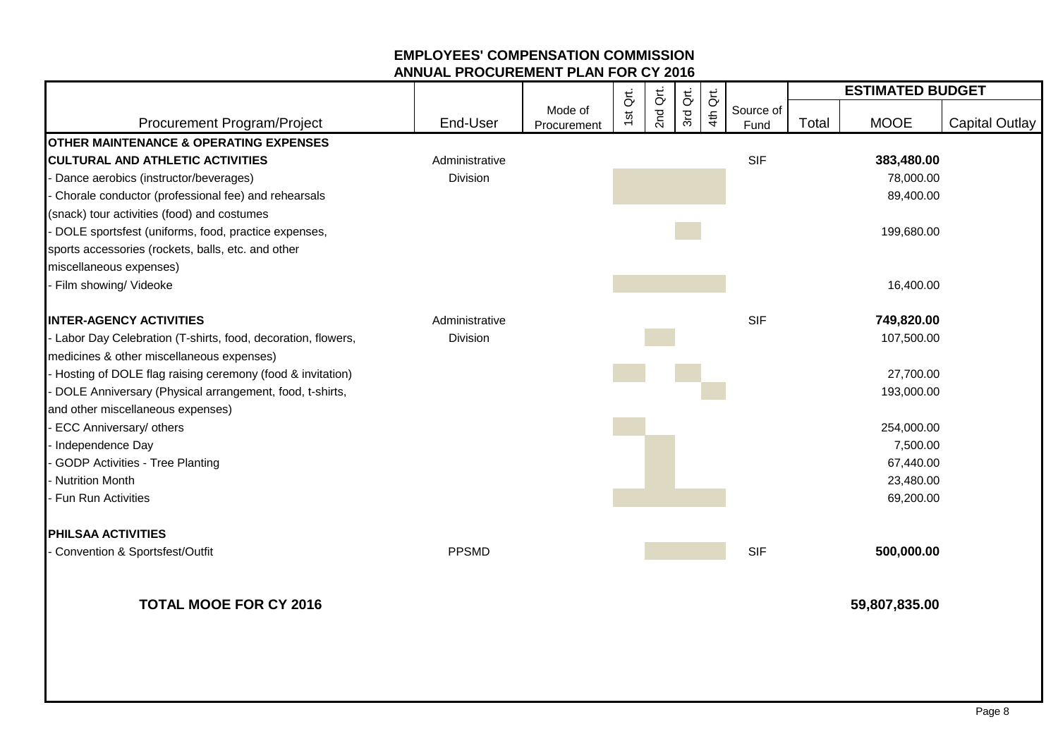**EMPLOYEES' COMPENSATION COMMISSION**
**ANNUAL PROCUREMENT PLAN FOR CY 2016**

| Procurement Program/Project | End-User | Mode of Procurement | 1st Qrt. | 2nd Qrt. | 3rd Qrt. | 4th Qrt. | Source of Fund | ESTIMATED BUDGET | | |
|---|---|---|---|---|---|---|---|---|---|---|
| | | | | | | | | Total | MOOE | Capital Outlay |
| **OTHER MAINTENANCE & OPERATING EXPENSES** | | | | | | | | | | |
| **CULTURAL AND ATHLETIC ACTIVITIES** | Administrative Division | | | | | | SIF | | **383,480.00** | |
| - Dance aerobics (instructor/beverages) | | | | | | | | | 78,000.00 | |
| - Chorale conductor (professional fee) and rehearsals (snack) tour activities (food) and costumes | | | | | | | | | 89,400.00 | |
| - DOLE sportsfest (uniforms, food, practice expenses, sports accessories (rockets, balls, etc. and other miscellaneous expenses) | | | | | | | | | 199,680.00 | |
| - Film showing/ Videoke | | | | | | | | | 16,400.00 | |
| **INTER-AGENCY ACTIVITIES** | Administrative Division | | | | | | SIF | | **749,820.00** | |
| - Labor Day Celebration (T-shirts, food, decoration, flowers, medicines & other miscellaneous expenses) | | | | | | | | | 107,500.00 | |
| - Hosting of DOLE flag raising ceremony (food & invitation) | | | | | | | | | 27,700.00 | |
| - DOLE Anniversary (Physical arrangement, food, t-shirts, and other miscellaneous expenses) | | | | | | | | | 193,000.00 | |
| - ECC Anniversary/ others | | | | | | | | | 254,000.00 | |
| - Independence Day | | | | | | | | | 7,500.00 | |
| - GODP Activities - Tree Planting | | | | | | | | | 67,440.00 | |
| - Nutrition Month | | | | | | | | | 23,480.00 | |
| - Fun Run Activities | | | | | | | | | 69,200.00 | |
| **PHILSAA ACTIVITIES** | | | | | | | | | | |
| - Convention & Sportsfest/Outfit | PPSMD | | | | | | SIF | | **500,000.00** | |
| **TOTAL MOOE FOR CY 2016** | | | | | | | | | **59,807,835.00** | |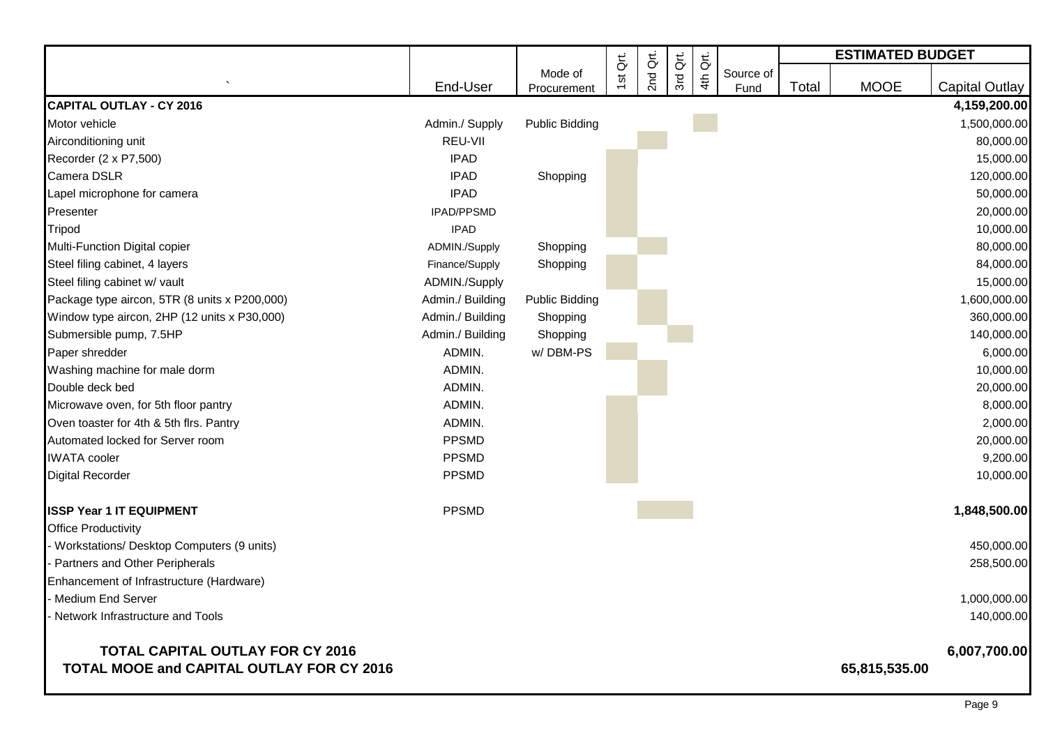| ` | End-User | Mode of Procurement | 1st Qrt. | 2nd Qrt. | 3rd Qrt. | 4th Qrt. | Source of Fund | ESTIMATED BUDGET Total | MOOE | Capital Outlay |
|---|---|---|---|---|---|---|---|---|---|---|
| **CAPITAL OUTLAY - CY 2016** | | | | | | | | | | **4,159,200.00** |
| Motor vehicle | Admin./ Supply | Public Bidding | | | | | | | | 1,500,000.00 |
| Airconditioning unit | REU-VII | | | | | | | | | 80,000.00 |
| Recorder (2 x P7,500) | IPAD | | | | | | | | | 15,000.00 |
| Camera DSLR | IPAD | Shopping | | | | | | | | 120,000.00 |
| Lapel microphone for camera | IPAD | | | | | | | | | 50,000.00 |
| Presenter | IPAD/PPSMD | | | | | | | | | 20,000.00 |
| Tripod | IPAD | | | | | | | | | 10,000.00 |
| Multi-Function Digital copier | ADMIN./Supply | Shopping | | | | | | | | 80,000.00 |
| Steel filing cabinet, 4 layers | Finance/Supply | Shopping | | | | | | | | 84,000.00 |
| Steel filing cabinet w/ vault | ADMIN./Supply | | | | | | | | | 15,000.00 |
| Package type aircon, 5TR (8 units x P200,000) | Admin./ Building | Public Bidding | | | | | | | | 1,600,000.00 |
| Window type aircon, 2HP (12 units x P30,000) | Admin./ Building | Shopping | | | | | | | | 360,000.00 |
| Submersible pump, 7.5HP | Admin./ Building | Shopping | | | | | | | | 140,000.00 |
| Paper shredder | ADMIN. | w/ DBM-PS | | | | | | | | 6,000.00 |
| Washing machine for male dorm | ADMIN. | | | | | | | | | 10,000.00 |
| Double deck bed | ADMIN. | | | | | | | | | 20,000.00 |
| Microwave oven, for 5th floor pantry | ADMIN. | | | | | | | | | 8,000.00 |
| Oven toaster for 4th & 5th flrs. Pantry | ADMIN. | | | | | | | | | 2,000.00 |
| Automated locked for Server room | PPSMD | | | | | | | | | 20,000.00 |
| IWATA cooler | PPSMD | | | | | | | | | 9,200.00 |
| Digital Recorder | PPSMD | | | | | | | | | 10,000.00 |
| **ISSP Year 1 IT EQUIPMENT** | PPSMD | | | | | | | | | **1,848,500.00** |
| Office Productivity | | | | | | | | | | |
| - Workstations/ Desktop Computers (9 units) | | | | | | | | | | 450,000.00 |
| - Partners and Other Peripherals | | | | | | | | | | 258,500.00 |
| Enhancement of Infrastructure (Hardware) | | | | | | | | | | |
| - Medium End Server | | | | | | | | | | 1,000,000.00 |
| - Network Infrastructure and Tools | | | | | | | | | | 140,000.00 |
| **TOTAL CAPITAL OUTLAY FOR CY 2016** | | | | | | | | | | **6,007,700.00** |
| **TOTAL MOOE and CAPITAL OUTLAY FOR CY 2016** | | | | | | | | | **65,815,535.00** | |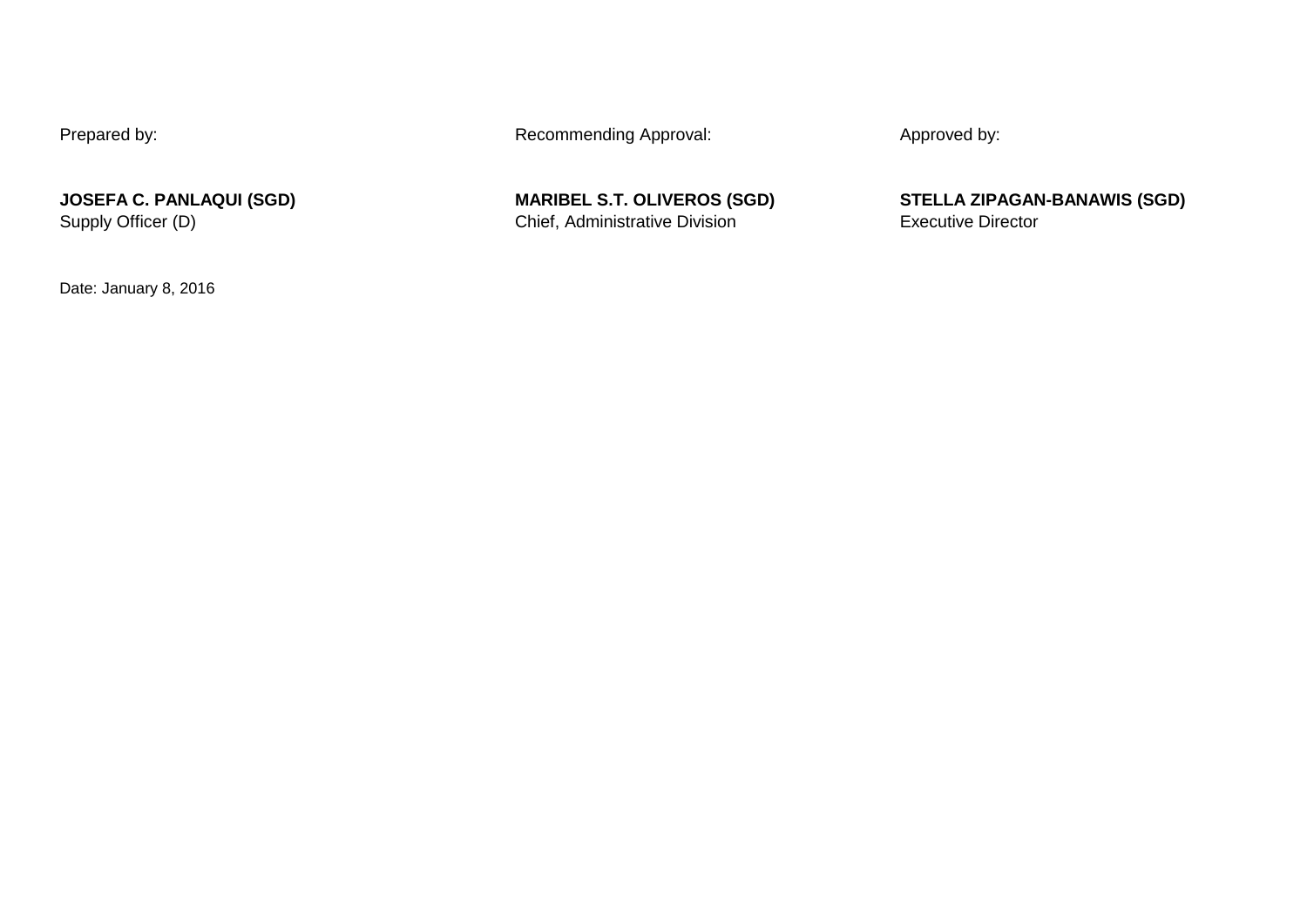| Prepared by: | Recommending Approval: | Approved by: |
| --- | --- | --- |
| **JOSEFA C. PANLAQUI (SGD)** | **MARIBEL S.T. OLIVEROS (SGD)** | **STELLA ZIPAGAN-BANAWIS (SGD)** |
| Supply Officer (D) | Chief, Administrative Division | Executive Director |

Date: January 8, 2016